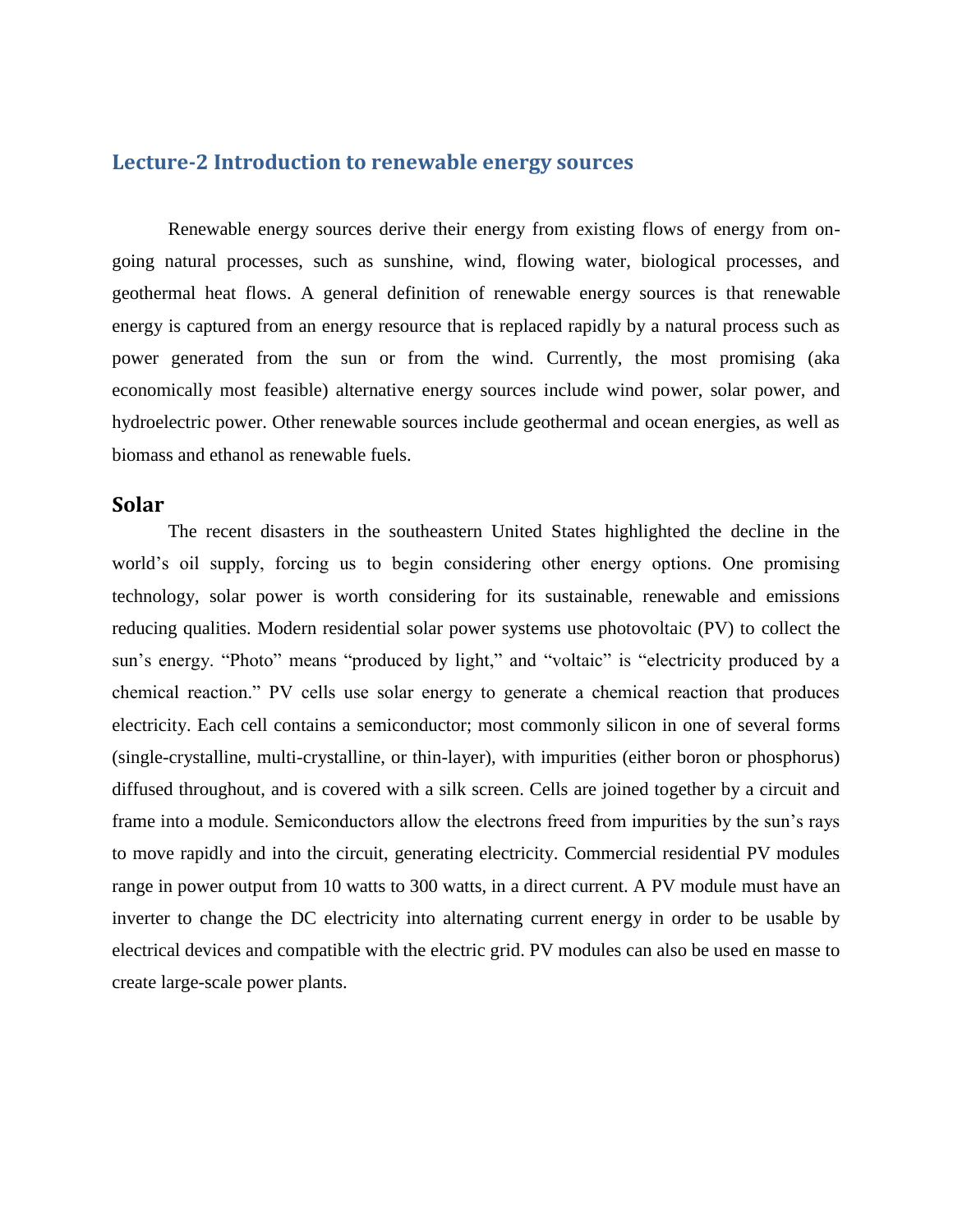## Lecture-2 Introduction to renewable energy sources

Renewable energy sources derive their energy from existing flows of energy from on-going natural processes, such as sunshine, wind, flowing water, biological processes, and geothermal heat flows. A general definition of renewable energy sources is that renewable energy is captured from an energy resource that is replaced rapidly by a natural process such as power generated from the sun or from the wind. Currently, the most promising (aka economically most feasible) alternative energy sources include wind power, solar power, and hydroelectric power. Other renewable sources include geothermal and ocean energies, as well as biomass and ethanol as renewable fuels.

### Solar

The recent disasters in the southeastern United States highlighted the decline in the world's oil supply, forcing us to begin considering other energy options. One promising technology, solar power is worth considering for its sustainable, renewable and emissions reducing qualities. Modern residential solar power systems use photovoltaic (PV) to collect the sun's energy. "Photo" means "produced by light," and "voltaic" is "electricity produced by a chemical reaction." PV cells use solar energy to generate a chemical reaction that produces electricity. Each cell contains a semiconductor; most commonly silicon in one of several forms (single-crystalline, multi-crystalline, or thin-layer), with impurities (either boron or phosphorus) diffused throughout, and is covered with a silk screen. Cells are joined together by a circuit and frame into a module. Semiconductors allow the electrons freed from impurities by the sun's rays to move rapidly and into the circuit, generating electricity. Commercial residential PV modules range in power output from 10 watts to 300 watts, in a direct current. A PV module must have an inverter to change the DC electricity into alternating current energy in order to be usable by electrical devices and compatible with the electric grid. PV modules can also be used en masse to create large-scale power plants.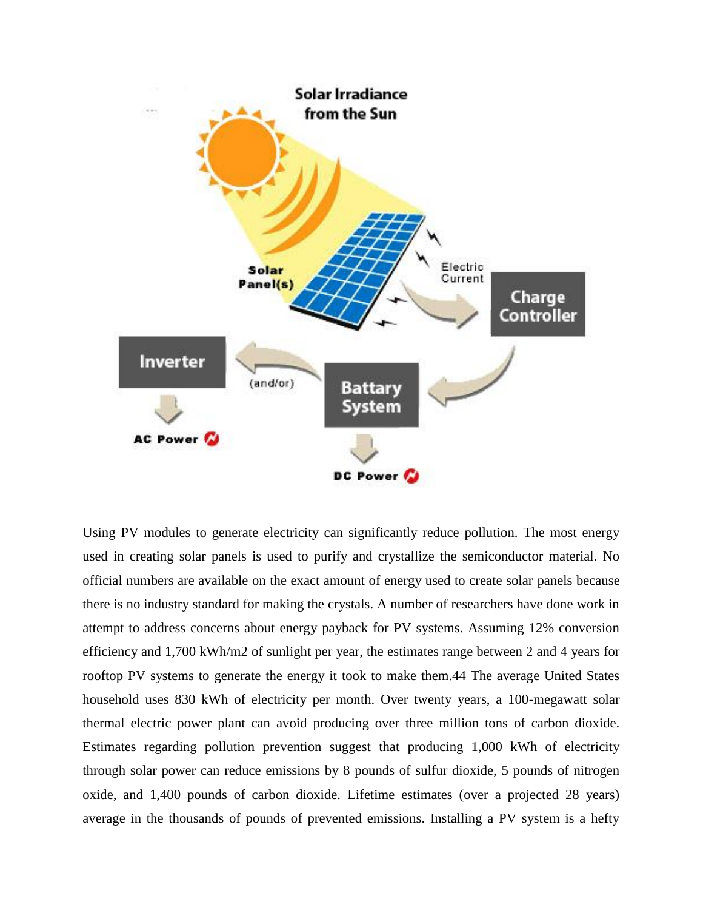Using PV modules to generate electricity can significantly reduce pollution. The most energy used in creating solar panels is used to purify and crystallize the semiconductor material. No official numbers are available on the exact amount of energy used to create solar panels because there is no industry standard for making the crystals. A number of researchers have done work in attempt to address concerns about energy payback for PV systems. Assuming 12% conversion efficiency and 1,700 kWh/m2 of sunlight per year, the estimates range between 2 and 4 years for rooftop PV systems to generate the energy it took to make them.44 The average United States household uses 830 kWh of electricity per month. Over twenty years, a 100-megawatt solar thermal electric power plant can avoid producing over three million tons of carbon dioxide. Estimates regarding pollution prevention suggest that producing 1,000 kWh of electricity through solar power can reduce emissions by 8 pounds of sulfur dioxide, 5 pounds of nitrogen oxide, and 1,400 pounds of carbon dioxide. Lifetime estimates (over a projected 28 years) average in the thousands of pounds of prevented emissions. Installing a PV system is a hefty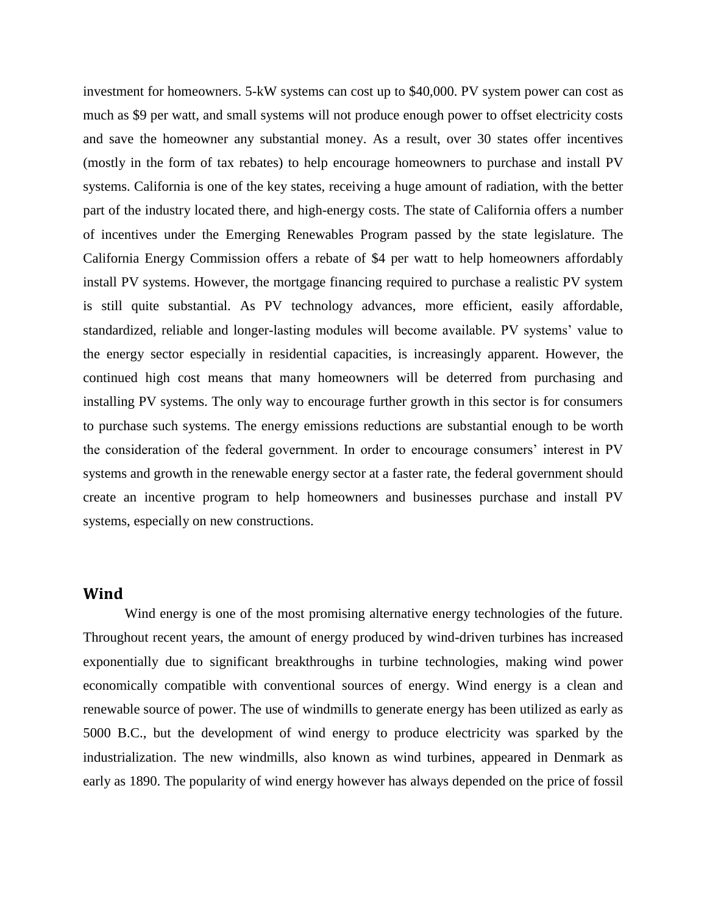investment for homeowners. 5-kW systems can cost up to $40,000. PV system power can cost as much as $9 per watt, and small systems will not produce enough power to offset electricity costs and save the homeowner any substantial money. As a result, over 30 states offer incentives (mostly in the form of tax rebates) to help encourage homeowners to purchase and install PV systems. California is one of the key states, receiving a huge amount of radiation, with the better part of the industry located there, and high-energy costs. The state of California offers a number of incentives under the Emerging Renewables Program passed by the state legislature. The California Energy Commission offers a rebate of $4 per watt to help homeowners affordably install PV systems. However, the mortgage financing required to purchase a realistic PV system is still quite substantial. As PV technology advances, more efficient, easily affordable, standardized, reliable and longer-lasting modules will become available. PV systems' value to the energy sector especially in residential capacities, is increasingly apparent. However, the continued high cost means that many homeowners will be deterred from purchasing and installing PV systems. The only way to encourage further growth in this sector is for consumers to purchase such systems. The energy emissions reductions are substantial enough to be worth the consideration of the federal government. In order to encourage consumers' interest in PV systems and growth in the renewable energy sector at a faster rate, the federal government should create an incentive program to help homeowners and businesses purchase and install PV systems, especially on new constructions.

## Wind

Wind energy is one of the most promising alternative energy technologies of the future. Throughout recent years, the amount of energy produced by wind-driven turbines has increased exponentially due to significant breakthroughs in turbine technologies, making wind power economically compatible with conventional sources of energy. Wind energy is a clean and renewable source of power. The use of windmills to generate energy has been utilized as early as 5000 B.C., but the development of wind energy to produce electricity was sparked by the industrialization. The new windmills, also known as wind turbines, appeared in Denmark as early as 1890. The popularity of wind energy however has always depended on the price of fossil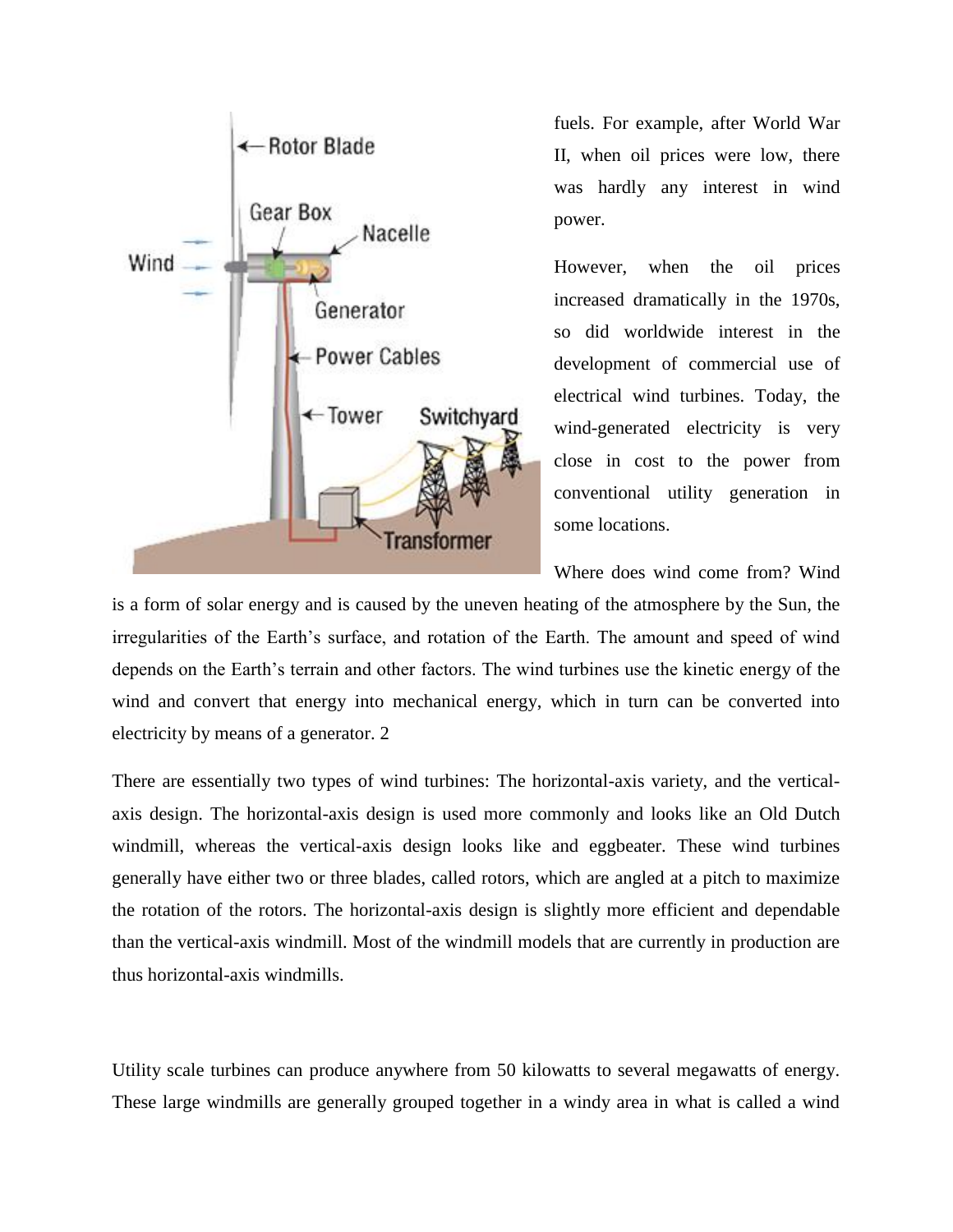fuels. For example, after World War II, when oil prices were low, there was hardly any interest in wind power.

However, when the oil prices increased dramatically in the 1970s, so did worldwide interest in the development of commercial use of electrical wind turbines. Today, the wind-generated electricity is very close in cost to the power from conventional utility generation in some locations.

Where does wind come from? Wind is a form of solar energy and is caused by the uneven heating of the atmosphere by the Sun, the irregularities of the Earth's surface, and rotation of the Earth. The amount and speed of wind depends on the Earth's terrain and other factors. The wind turbines use the kinetic energy of the wind and convert that energy into mechanical energy, which in turn can be converted into electricity by means of a generator. 2

There are essentially two types of wind turbines: The horizontal-axis variety, and the vertical-axis design. The horizontal-axis design is used more commonly and looks like an Old Dutch windmill, whereas the vertical-axis design looks like and eggbeater. These wind turbines generally have either two or three blades, called rotors, which are angled at a pitch to maximize the rotation of the rotors. The horizontal-axis design is slightly more efficient and dependable than the vertical-axis windmill. Most of the windmill models that are currently in production are thus horizontal-axis windmills.

Utility scale turbines can produce anywhere from 50 kilowatts to several megawatts of energy. These large windmills are generally grouped together in a windy area in what is called a wind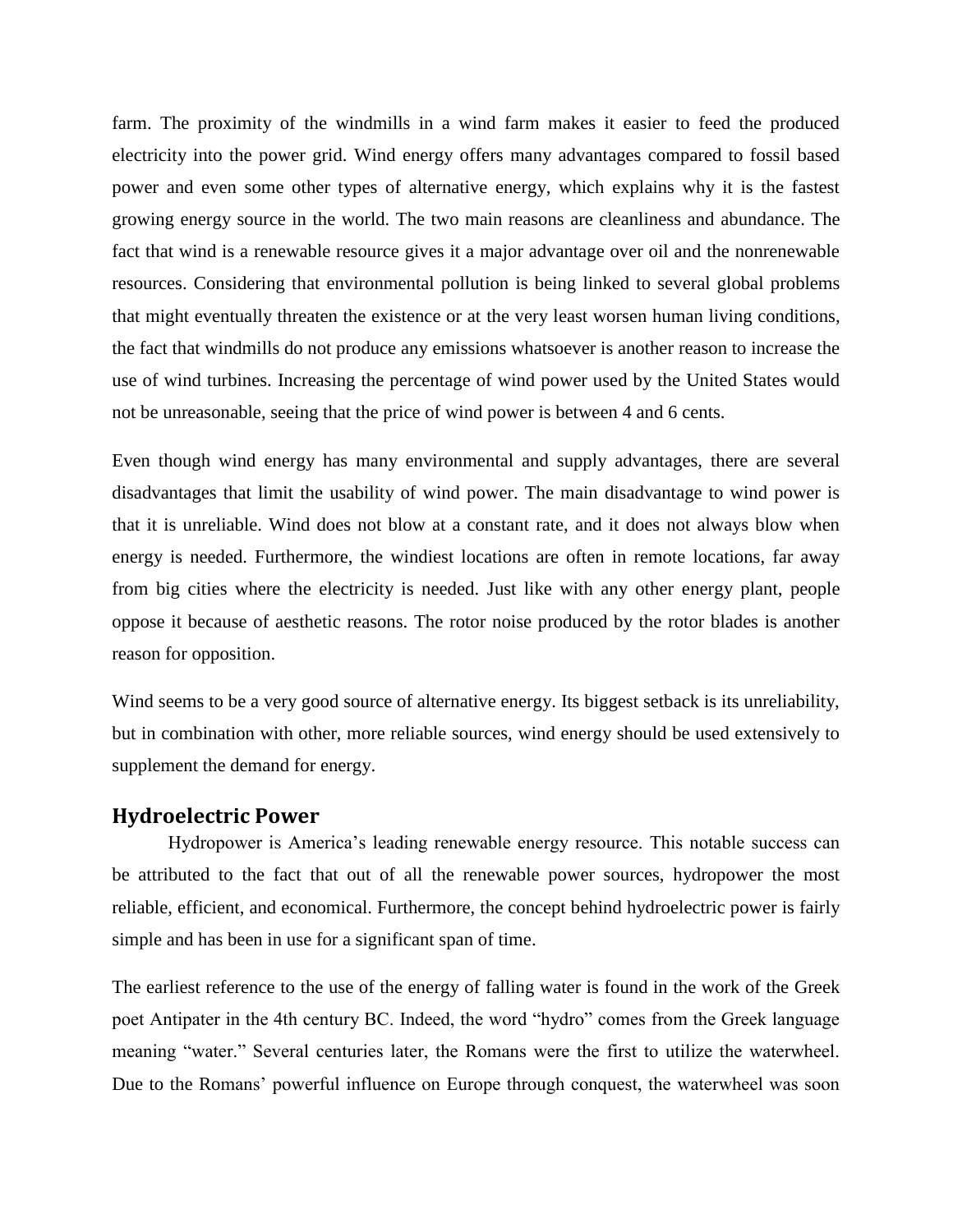farm. The proximity of the windmills in a wind farm makes it easier to feed the produced electricity into the power grid. Wind energy offers many advantages compared to fossil based power and even some other types of alternative energy, which explains why it is the fastest growing energy source in the world. The two main reasons are cleanliness and abundance. The fact that wind is a renewable resource gives it a major advantage over oil and the nonrenewable resources. Considering that environmental pollution is being linked to several global problems that might eventually threaten the existence or at the very least worsen human living conditions, the fact that windmills do not produce any emissions whatsoever is another reason to increase the use of wind turbines. Increasing the percentage of wind power used by the United States would not be unreasonable, seeing that the price of wind power is between 4 and 6 cents.

Even though wind energy has many environmental and supply advantages, there are several disadvantages that limit the usability of wind power. The main disadvantage to wind power is that it is unreliable. Wind does not blow at a constant rate, and it does not always blow when energy is needed. Furthermore, the windiest locations are often in remote locations, far away from big cities where the electricity is needed. Just like with any other energy plant, people oppose it because of aesthetic reasons. The rotor noise produced by the rotor blades is another reason for opposition.

Wind seems to be a very good source of alternative energy. Its biggest setback is its unreliability, but in combination with other, more reliable sources, wind energy should be used extensively to supplement the demand for energy.

## Hydroelectric Power

Hydropower is America's leading renewable energy resource. This notable success can be attributed to the fact that out of all the renewable power sources, hydropower the most reliable, efficient, and economical. Furthermore, the concept behind hydroelectric power is fairly simple and has been in use for a significant span of time.

The earliest reference to the use of the energy of falling water is found in the work of the Greek poet Antipater in the 4th century BC. Indeed, the word "hydro" comes from the Greek language meaning "water." Several centuries later, the Romans were the first to utilize the waterwheel. Due to the Romans' powerful influence on Europe through conquest, the waterwheel was soon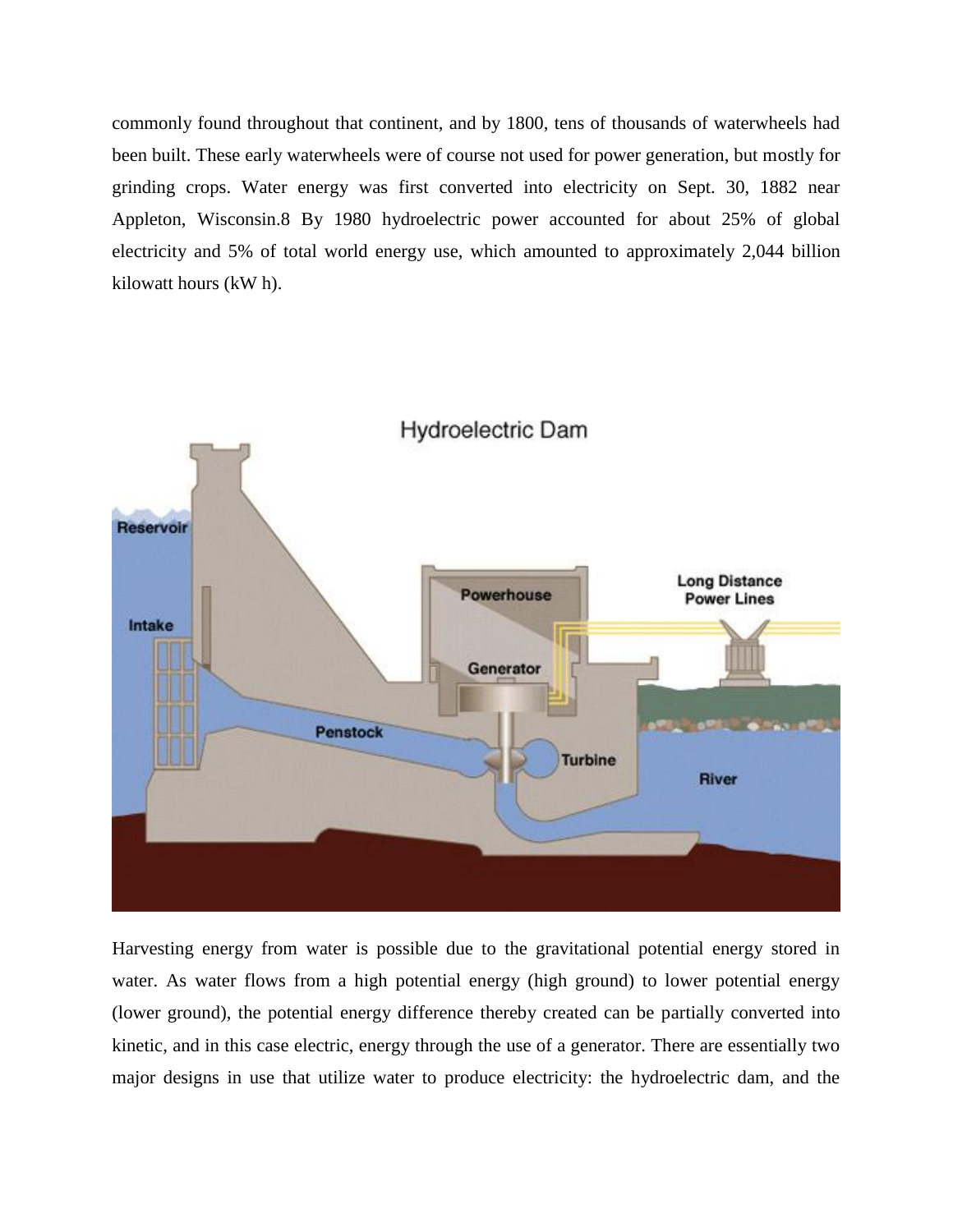commonly found throughout that continent, and by 1800, tens of thousands of waterwheels had been built. These early waterwheels were of course not used for power generation, but mostly for grinding crops. Water energy was first converted into electricity on Sept. 30, 1882 near Appleton, Wisconsin.8 By 1980 hydroelectric power accounted for about 25% of global electricity and 5% of total world energy use, which amounted to approximately 2,044 billion kilowatt hours (kW h).

Harvesting energy from water is possible due to the gravitational potential energy stored in water. As water flows from a high potential energy (high ground) to lower potential energy (lower ground), the potential energy difference thereby created can be partially converted into kinetic, and in this case electric, energy through the use of a generator. There are essentially two major designs in use that utilize water to produce electricity: the hydroelectric dam, and the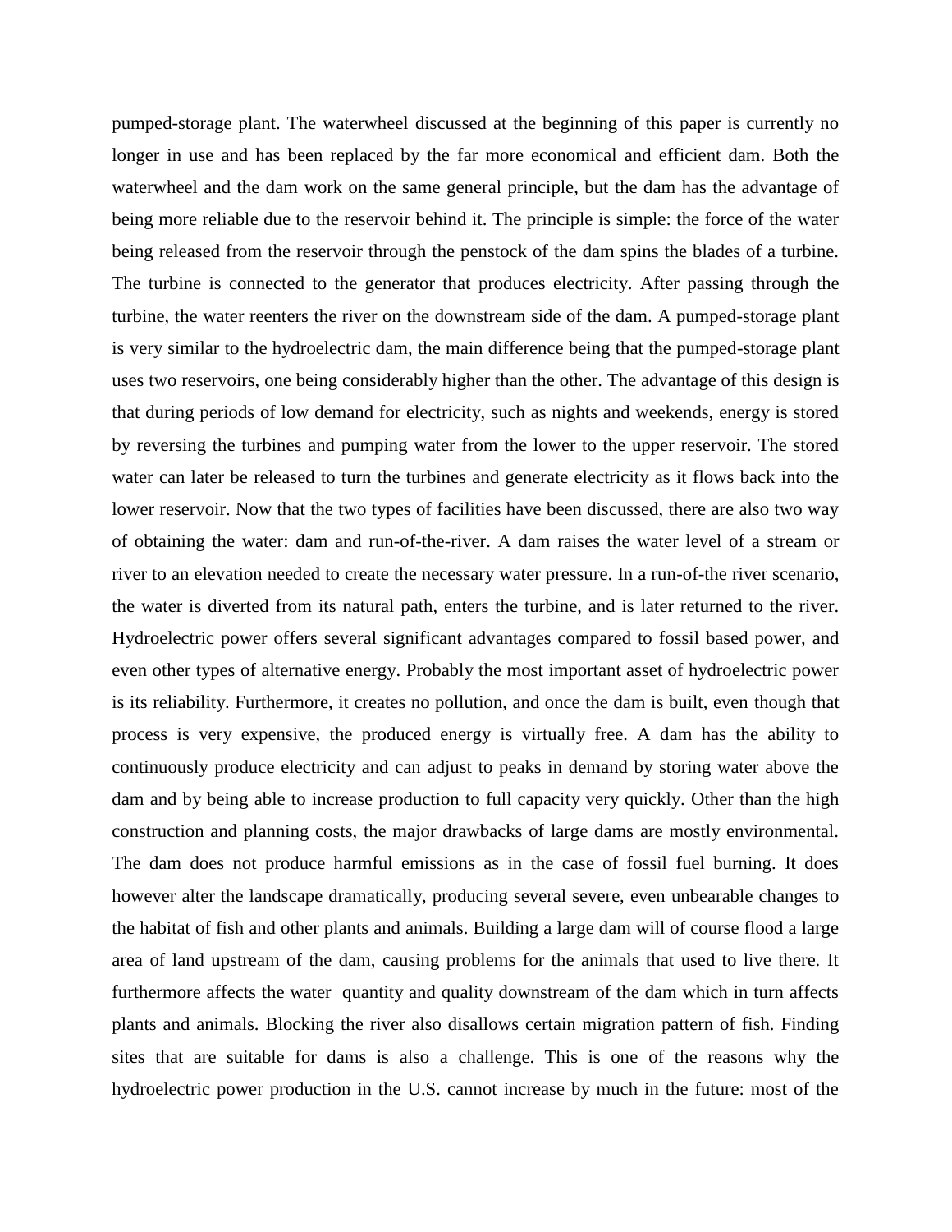pumped-storage plant. The waterwheel discussed at the beginning of this paper is currently no longer in use and has been replaced by the far more economical and efficient dam. Both the waterwheel and the dam work on the same general principle, but the dam has the advantage of being more reliable due to the reservoir behind it. The principle is simple: the force of the water being released from the reservoir through the penstock of the dam spins the blades of a turbine. The turbine is connected to the generator that produces electricity. After passing through the turbine, the water reenters the river on the downstream side of the dam. A pumped-storage plant is very similar to the hydroelectric dam, the main difference being that the pumped-storage plant uses two reservoirs, one being considerably higher than the other. The advantage of this design is that during periods of low demand for electricity, such as nights and weekends, energy is stored by reversing the turbines and pumping water from the lower to the upper reservoir. The stored water can later be released to turn the turbines and generate electricity as it flows back into the lower reservoir. Now that the two types of facilities have been discussed, there are also two way of obtaining the water: dam and run-of-the-river. A dam raises the water level of a stream or river to an elevation needed to create the necessary water pressure. In a run-of-the river scenario, the water is diverted from its natural path, enters the turbine, and is later returned to the river. Hydroelectric power offers several significant advantages compared to fossil based power, and even other types of alternative energy. Probably the most important asset of hydroelectric power is its reliability. Furthermore, it creates no pollution, and once the dam is built, even though that process is very expensive, the produced energy is virtually free. A dam has the ability to continuously produce electricity and can adjust to peaks in demand by storing water above the dam and by being able to increase production to full capacity very quickly. Other than the high construction and planning costs, the major drawbacks of large dams are mostly environmental. The dam does not produce harmful emissions as in the case of fossil fuel burning. It does however alter the landscape dramatically, producing several severe, even unbearable changes to the habitat of fish and other plants and animals. Building a large dam will of course flood a large area of land upstream of the dam, causing problems for the animals that used to live there. It furthermore affects the water quantity and quality downstream of the dam which in turn affects plants and animals. Blocking the river also disallows certain migration pattern of fish. Finding sites that are suitable for dams is also a challenge. This is one of the reasons why the hydroelectric power production in the U.S. cannot increase by much in the future: most of the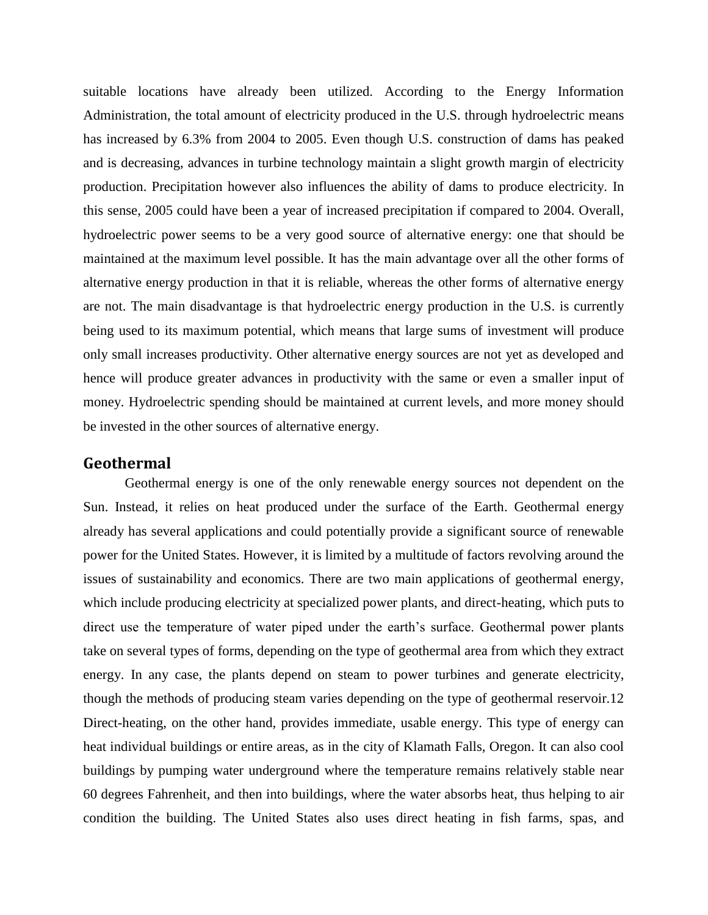suitable locations have already been utilized. According to the Energy Information Administration, the total amount of electricity produced in the U.S. through hydroelectric means has increased by 6.3% from 2004 to 2005. Even though U.S. construction of dams has peaked and is decreasing, advances in turbine technology maintain a slight growth margin of electricity production. Precipitation however also influences the ability of dams to produce electricity. In this sense, 2005 could have been a year of increased precipitation if compared to 2004. Overall, hydroelectric power seems to be a very good source of alternative energy: one that should be maintained at the maximum level possible. It has the main advantage over all the other forms of alternative energy production in that it is reliable, whereas the other forms of alternative energy are not. The main disadvantage is that hydroelectric energy production in the U.S. is currently being used to its maximum potential, which means that large sums of investment will produce only small increases productivity. Other alternative energy sources are not yet as developed and hence will produce greater advances in productivity with the same or even a smaller input of money. Hydroelectric spending should be maintained at current levels, and more money should be invested in the other sources of alternative energy.

## Geothermal

Geothermal energy is one of the only renewable energy sources not dependent on the Sun. Instead, it relies on heat produced under the surface of the Earth. Geothermal energy already has several applications and could potentially provide a significant source of renewable power for the United States. However, it is limited by a multitude of factors revolving around the issues of sustainability and economics. There are two main applications of geothermal energy, which include producing electricity at specialized power plants, and direct-heating, which puts to direct use the temperature of water piped under the earth's surface. Geothermal power plants take on several types of forms, depending on the type of geothermal area from which they extract energy. In any case, the plants depend on steam to power turbines and generate electricity, though the methods of producing steam varies depending on the type of geothermal reservoir.12 Direct-heating, on the other hand, provides immediate, usable energy. This type of energy can heat individual buildings or entire areas, as in the city of Klamath Falls, Oregon. It can also cool buildings by pumping water underground where the temperature remains relatively stable near 60 degrees Fahrenheit, and then into buildings, where the water absorbs heat, thus helping to air condition the building. The United States also uses direct heating in fish farms, spas, and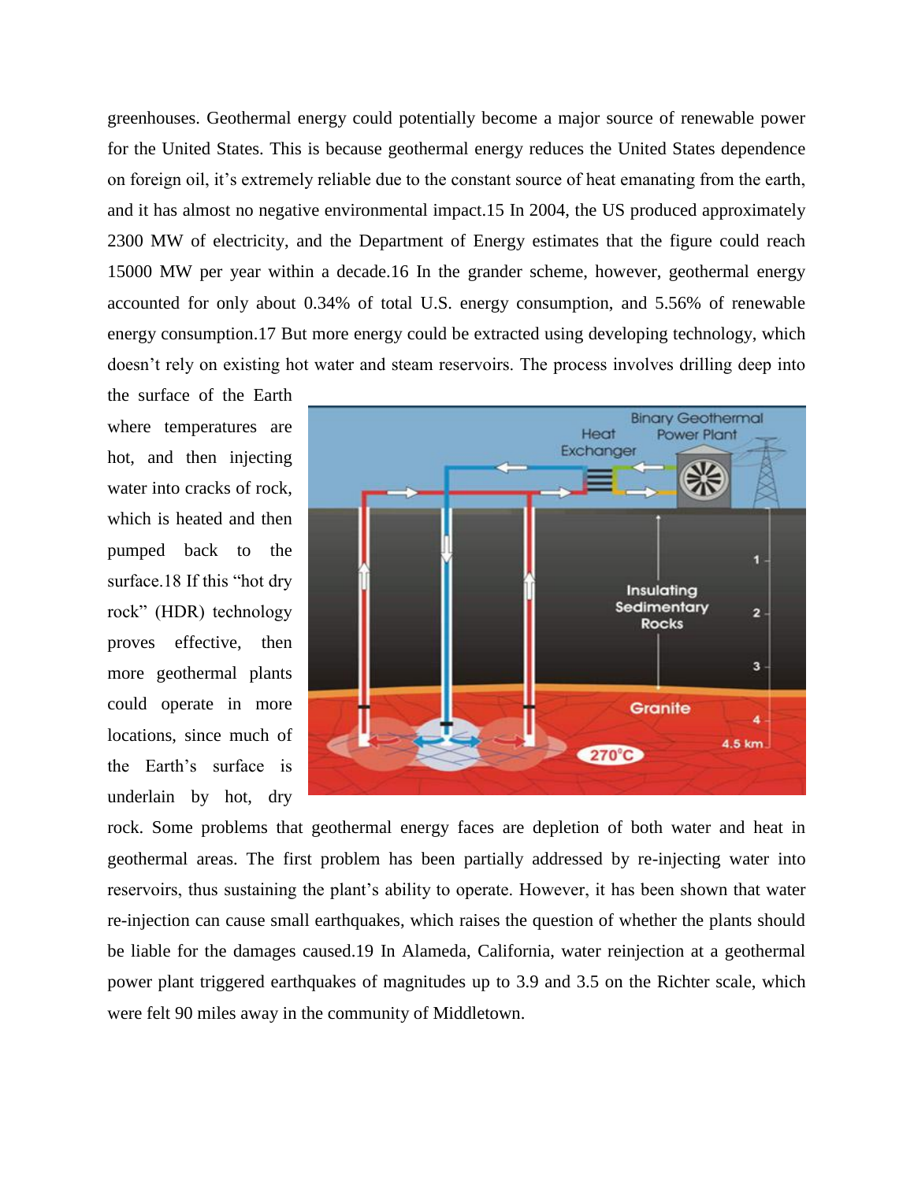greenhouses. Geothermal energy could potentially become a major source of renewable power for the United States. This is because geothermal energy reduces the United States dependence on foreign oil, it's extremely reliable due to the constant source of heat emanating from the earth, and it has almost no negative environmental impact.15 In 2004, the US produced approximately 2300 MW of electricity, and the Department of Energy estimates that the figure could reach 15000 MW per year within a decade.16 In the grander scheme, however, geothermal energy accounted for only about 0.34% of total U.S. energy consumption, and 5.56% of renewable energy consumption.17 But more energy could be extracted using developing technology, which doesn't rely on existing hot water and steam reservoirs. The process involves drilling deep into the surface of the Earth where temperatures are hot, and then injecting water into cracks of rock, which is heated and then pumped back to the surface.18 If this "hot dry rock" (HDR) technology proves effective, then more geothermal plants could operate in more locations, since much of the Earth's surface is underlain by hot, dry rock. Some problems that geothermal energy faces are depletion of both water and heat in geothermal areas. The first problem has been partially addressed by re-injecting water into reservoirs, thus sustaining the plant's ability to operate. However, it has been shown that water re-injection can cause small earthquakes, which raises the question of whether the plants should be liable for the damages caused.19 In Alameda, California, water reinjection at a geothermal power plant triggered earthquakes of magnitudes up to 3.9 and 3.5 on the Richter scale, which were felt 90 miles away in the community of Middletown.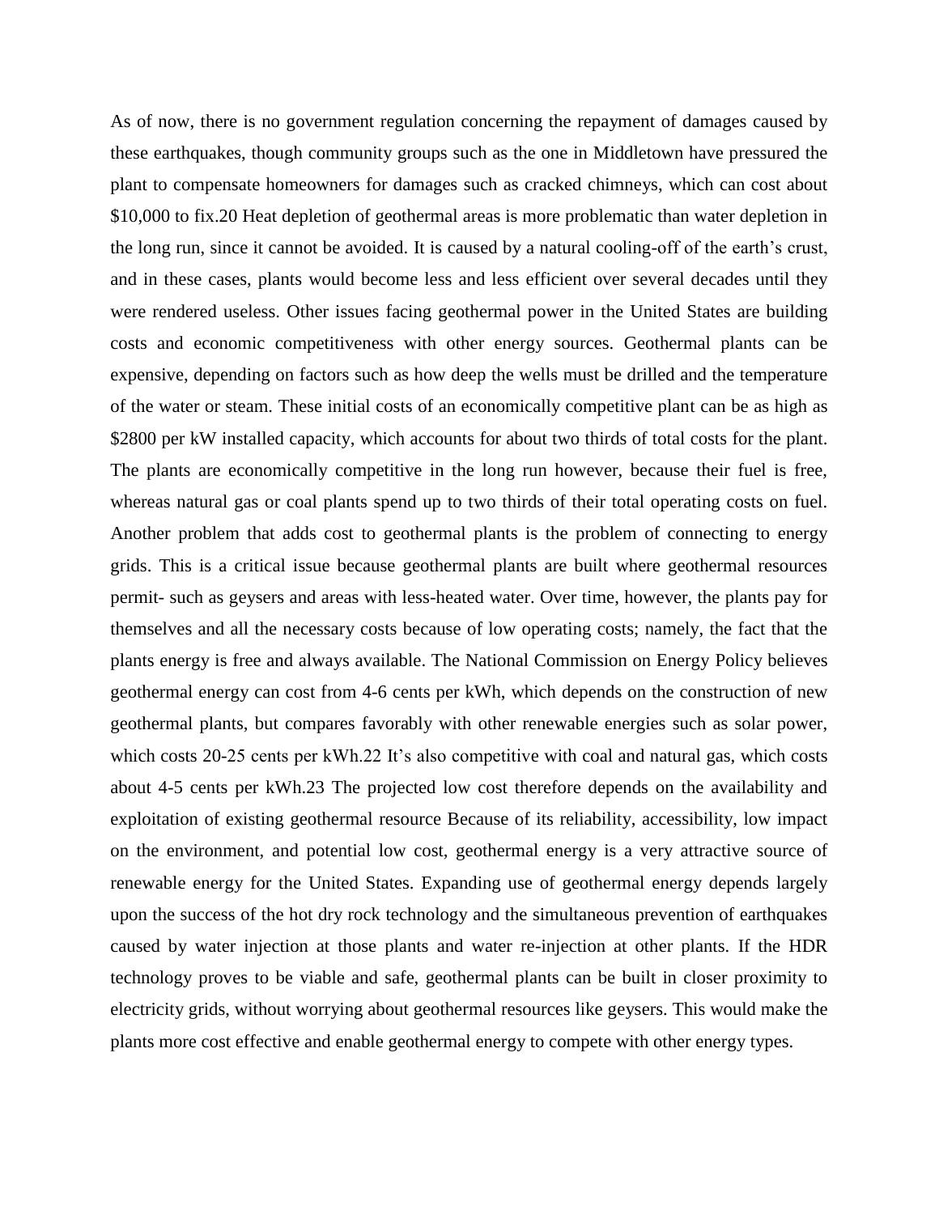As of now, there is no government regulation concerning the repayment of damages caused by these earthquakes, though community groups such as the one in Middletown have pressured the plant to compensate homeowners for damages such as cracked chimneys, which can cost about $10,000 to fix.[20] Heat depletion of geothermal areas is more problematic than water depletion in the long run, since it cannot be avoided. It is caused by a natural cooling-off of the earth's crust, and in these cases, plants would become less and less efficient over several decades until they were rendered useless. Other issues facing geothermal power in the United States are building costs and economic competitiveness with other energy sources. Geothermal plants can be expensive, depending on factors such as how deep the wells must be drilled and the temperature of the water or steam. These initial costs of an economically competitive plant can be as high as $2800 per kW installed capacity, which accounts for about two thirds of total costs for the plant. The plants are economically competitive in the long run however, because their fuel is free, whereas natural gas or coal plants spend up to two thirds of their total operating costs on fuel. Another problem that adds cost to geothermal plants is the problem of connecting to energy grids. This is a critical issue because geothermal plants are built where geothermal resources permit- such as geysers and areas with less-heated water. Over time, however, the plants pay for themselves and all the necessary costs because of low operating costs; namely, the fact that the plants energy is free and always available. The National Commission on Energy Policy believes geothermal energy can cost from 4-6 cents per kWh, which depends on the construction of new geothermal plants, but compares favorably with other renewable energies such as solar power, which costs 20-25 cents per kWh.[22] It's also competitive with coal and natural gas, which costs about 4-5 cents per kWh.[23] The projected low cost therefore depends on the availability and exploitation of existing geothermal resource Because of its reliability, accessibility, low impact on the environment, and potential low cost, geothermal energy is a very attractive source of renewable energy for the United States. Expanding use of geothermal energy depends largely upon the success of the hot dry rock technology and the simultaneous prevention of earthquakes caused by water injection at those plants and water re-injection at other plants. If the HDR technology proves to be viable and safe, geothermal plants can be built in closer proximity to electricity grids, without worrying about geothermal resources like geysers. This would make the plants more cost effective and enable geothermal energy to compete with other energy types.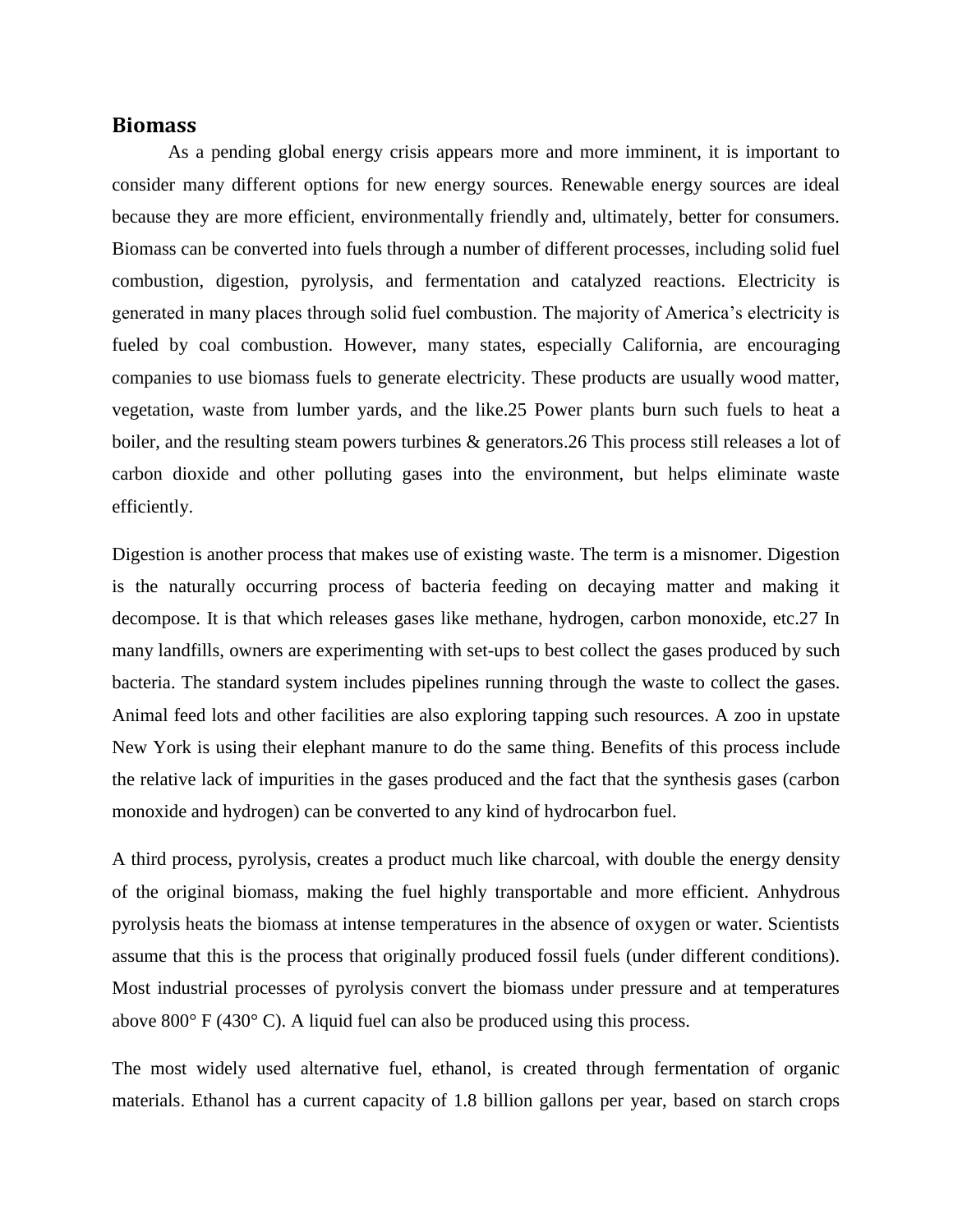## Biomass

As a pending global energy crisis appears more and more imminent, it is important to consider many different options for new energy sources. Renewable energy sources are ideal because they are more efficient, environmentally friendly and, ultimately, better for consumers. Biomass can be converted into fuels through a number of different processes, including solid fuel combustion, digestion, pyrolysis, and fermentation and catalyzed reactions. Electricity is generated in many places through solid fuel combustion. The majority of America's electricity is fueled by coal combustion. However, many states, especially California, are encouraging companies to use biomass fuels to generate electricity. These products are usually wood matter, vegetation, waste from lumber yards, and the like.[25] Power plants burn such fuels to heat a boiler, and the resulting steam powers turbines & generators.[26] This process still releases a lot of carbon dioxide and other polluting gases into the environment, but helps eliminate waste efficiently.

Digestion is another process that makes use of existing waste. The term is a misnomer. Digestion is the naturally occurring process of bacteria feeding on decaying matter and making it decompose. It is that which releases gases like methane, hydrogen, carbon monoxide, etc.[27] In many landfills, owners are experimenting with set-ups to best collect the gases produced by such bacteria. The standard system includes pipelines running through the waste to collect the gases. Animal feed lots and other facilities are also exploring tapping such resources. A zoo in upstate New York is using their elephant manure to do the same thing. Benefits of this process include the relative lack of impurities in the gases produced and the fact that the synthesis gases (carbon monoxide and hydrogen) can be converted to any kind of hydrocarbon fuel.

A third process, pyrolysis, creates a product much like charcoal, with double the energy density of the original biomass, making the fuel highly transportable and more efficient. Anhydrous pyrolysis heats the biomass at intense temperatures in the absence of oxygen or water. Scientists assume that this is the process that originally produced fossil fuels (under different conditions). Most industrial processes of pyrolysis convert the biomass under pressure and at temperatures above 800° F (430° C). A liquid fuel can also be produced using this process.

The most widely used alternative fuel, ethanol, is created through fermentation of organic materials. Ethanol has a current capacity of 1.8 billion gallons per year, based on starch crops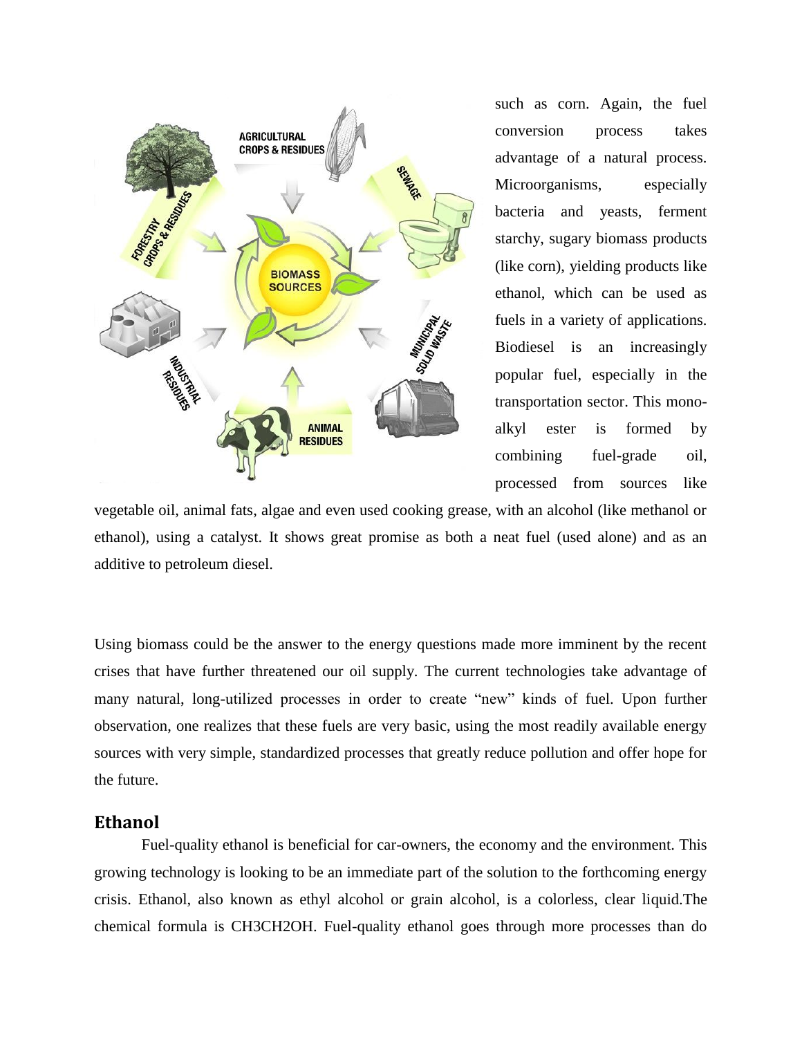such as corn. Again, the fuel conversion process takes advantage of a natural process. Microorganisms, especially bacteria and yeasts, ferment starchy, sugary biomass products (like corn), yielding products like ethanol, which can be used as fuels in a variety of applications. Biodiesel is an increasingly popular fuel, especially in the transportation sector. This mono-alkyl ester is formed by combining fuel-grade oil, processed from sources like vegetable oil, animal fats, algae and even used cooking grease, with an alcohol (like methanol or ethanol), using a catalyst. It shows great promise as both a neat fuel (used alone) and as an additive to petroleum diesel.

Using biomass could be the answer to the energy questions made more imminent by the recent crises that have further threatened our oil supply. The current technologies take advantage of many natural, long-utilized processes in order to create "new" kinds of fuel. Upon further observation, one realizes that these fuels are very basic, using the most readily available energy sources with very simple, standardized processes that greatly reduce pollution and offer hope for the future.

## Ethanol

Fuel-quality ethanol is beneficial for car-owners, the economy and the environment. This growing technology is looking to be an immediate part of the solution to the forthcoming energy crisis. Ethanol, also known as ethyl alcohol or grain alcohol, is a colorless, clear liquid.The chemical formula is $CH_3CH_2OH$. Fuel-quality ethanol goes through more processes than do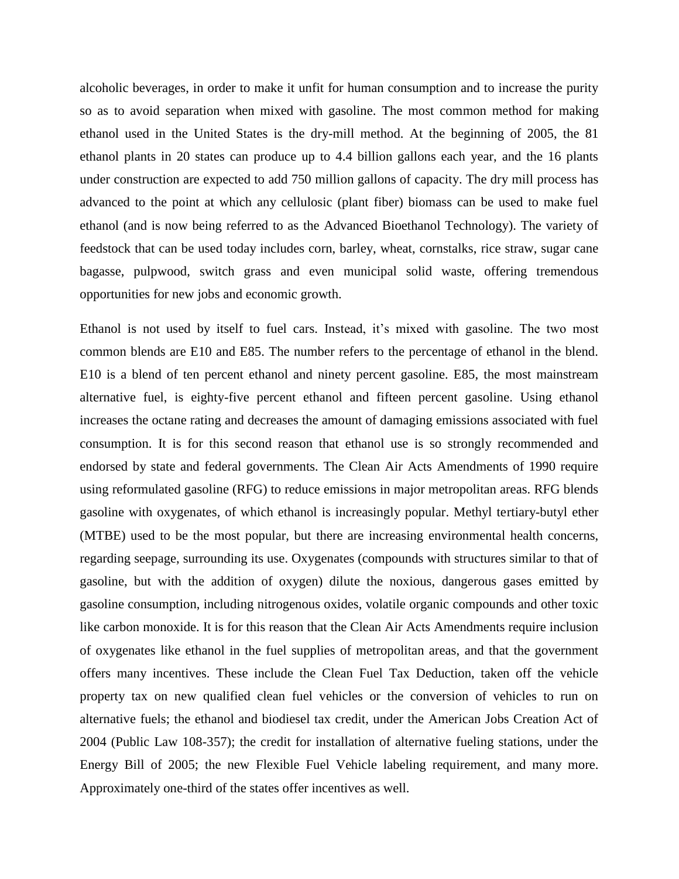alcoholic beverages, in order to make it unfit for human consumption and to increase the purity so as to avoid separation when mixed with gasoline. The most common method for making ethanol used in the United States is the dry-mill method. At the beginning of 2005, the 81 ethanol plants in 20 states can produce up to 4.4 billion gallons each year, and the 16 plants under construction are expected to add 750 million gallons of capacity. The dry mill process has advanced to the point at which any cellulosic (plant fiber) biomass can be used to make fuel ethanol (and is now being referred to as the Advanced Bioethanol Technology). The variety of feedstock that can be used today includes corn, barley, wheat, cornstalks, rice straw, sugar cane bagasse, pulpwood, switch grass and even municipal solid waste, offering tremendous opportunities for new jobs and economic growth.

Ethanol is not used by itself to fuel cars. Instead, it's mixed with gasoline. The two most common blends are E10 and E85. The number refers to the percentage of ethanol in the blend. E10 is a blend of ten percent ethanol and ninety percent gasoline. E85, the most mainstream alternative fuel, is eighty-five percent ethanol and fifteen percent gasoline. Using ethanol increases the octane rating and decreases the amount of damaging emissions associated with fuel consumption. It is for this second reason that ethanol use is so strongly recommended and endorsed by state and federal governments. The Clean Air Acts Amendments of 1990 require using reformulated gasoline (RFG) to reduce emissions in major metropolitan areas. RFG blends gasoline with oxygenates, of which ethanol is increasingly popular. Methyl tertiary-butyl ether (MTBE) used to be the most popular, but there are increasing environmental health concerns, regarding seepage, surrounding its use. Oxygenates (compounds with structures similar to that of gasoline, but with the addition of oxygen) dilute the noxious, dangerous gases emitted by gasoline consumption, including nitrogenous oxides, volatile organic compounds and other toxic like carbon monoxide. It is for this reason that the Clean Air Acts Amendments require inclusion of oxygenates like ethanol in the fuel supplies of metropolitan areas, and that the government offers many incentives. These include the Clean Fuel Tax Deduction, taken off the vehicle property tax on new qualified clean fuel vehicles or the conversion of vehicles to run on alternative fuels; the ethanol and biodiesel tax credit, under the American Jobs Creation Act of 2004 (Public Law 108-357); the credit for installation of alternative fueling stations, under the Energy Bill of 2005; the new Flexible Fuel Vehicle labeling requirement, and many more. Approximately one-third of the states offer incentives as well.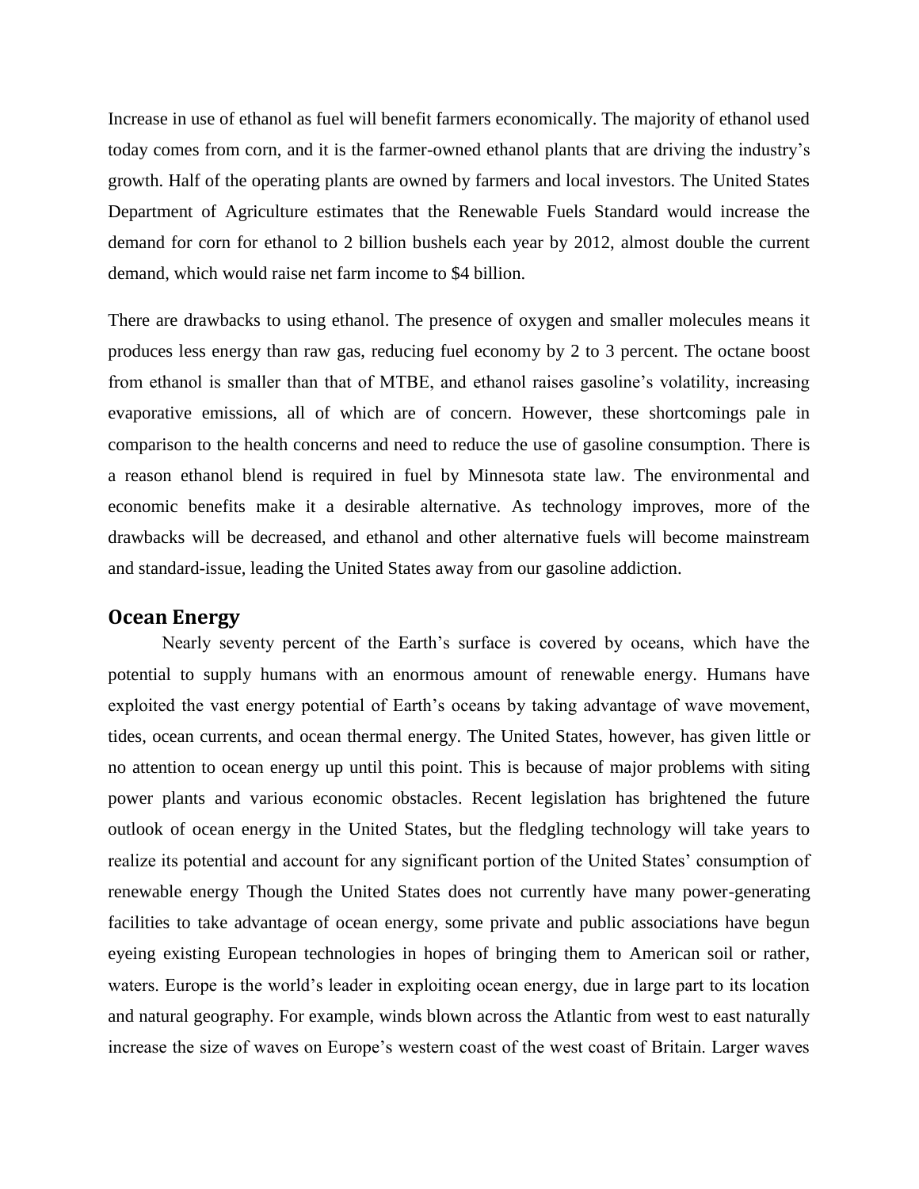Increase in use of ethanol as fuel will benefit farmers economically. The majority of ethanol used today comes from corn, and it is the farmer-owned ethanol plants that are driving the industry's growth. Half of the operating plants are owned by farmers and local investors. The United States Department of Agriculture estimates that the Renewable Fuels Standard would increase the demand for corn for ethanol to 2 billion bushels each year by 2012, almost double the current demand, which would raise net farm income to $4 billion.

There are drawbacks to using ethanol. The presence of oxygen and smaller molecules means it produces less energy than raw gas, reducing fuel economy by 2 to 3 percent. The octane boost from ethanol is smaller than that of MTBE, and ethanol raises gasoline's volatility, increasing evaporative emissions, all of which are of concern. However, these shortcomings pale in comparison to the health concerns and need to reduce the use of gasoline consumption. There is a reason ethanol blend is required in fuel by Minnesota state law. The environmental and economic benefits make it a desirable alternative. As technology improves, more of the drawbacks will be decreased, and ethanol and other alternative fuels will become mainstream and standard-issue, leading the United States away from our gasoline addiction.

## Ocean Energy

Nearly seventy percent of the Earth's surface is covered by oceans, which have the potential to supply humans with an enormous amount of renewable energy. Humans have exploited the vast energy potential of Earth's oceans by taking advantage of wave movement, tides, ocean currents, and ocean thermal energy. The United States, however, has given little or no attention to ocean energy up until this point. This is because of major problems with siting power plants and various economic obstacles. Recent legislation has brightened the future outlook of ocean energy in the United States, but the fledgling technology will take years to realize its potential and account for any significant portion of the United States' consumption of renewable energy Though the United States does not currently have many power-generating facilities to take advantage of ocean energy, some private and public associations have begun eyeing existing European technologies in hopes of bringing them to American soil or rather, waters. Europe is the world's leader in exploiting ocean energy, due in large part to its location and natural geography. For example, winds blown across the Atlantic from west to east naturally increase the size of waves on Europe's western coast of the west coast of Britain. Larger waves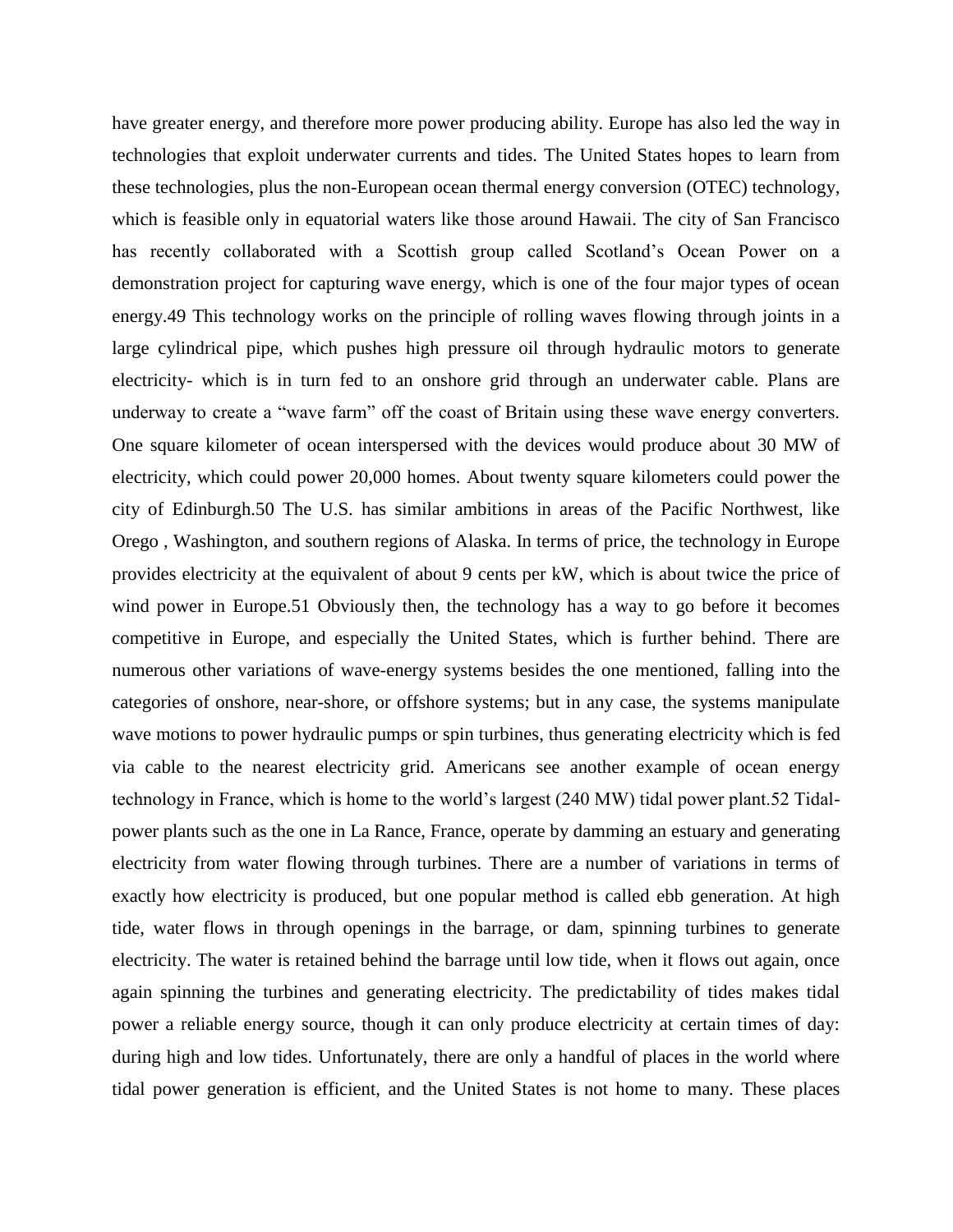have greater energy, and therefore more power producing ability. Europe has also led the way in technologies that exploit underwater currents and tides. The United States hopes to learn from these technologies, plus the non-European ocean thermal energy conversion (OTEC) technology, which is feasible only in equatorial waters like those around Hawaii. The city of San Francisco has recently collaborated with a Scottish group called Scotland's Ocean Power on a demonstration project for capturing wave energy, which is one of the four major types of ocean energy.49 This technology works on the principle of rolling waves flowing through joints in a large cylindrical pipe, which pushes high pressure oil through hydraulic motors to generate electricity- which is in turn fed to an onshore grid through an underwater cable. Plans are underway to create a "wave farm" off the coast of Britain using these wave energy converters. One square kilometer of ocean interspersed with the devices would produce about 30 MW of electricity, which could power 20,000 homes. About twenty square kilometers could power the city of Edinburgh.50 The U.S. has similar ambitions in areas of the Pacific Northwest, like Orego , Washington, and southern regions of Alaska. In terms of price, the technology in Europe provides electricity at the equivalent of about 9 cents per kW, which is about twice the price of wind power in Europe.51 Obviously then, the technology has a way to go before it becomes competitive in Europe, and especially the United States, which is further behind. There are numerous other variations of wave-energy systems besides the one mentioned, falling into the categories of onshore, near-shore, or offshore systems; but in any case, the systems manipulate wave motions to power hydraulic pumps or spin turbines, thus generating electricity which is fed via cable to the nearest electricity grid. Americans see another example of ocean energy technology in France, which is home to the world's largest (240 MW) tidal power plant.52 Tidal-power plants such as the one in La Rance, France, operate by damming an estuary and generating electricity from water flowing through turbines. There are a number of variations in terms of exactly how electricity is produced, but one popular method is called ebb generation. At high tide, water flows in through openings in the barrage, or dam, spinning turbines to generate electricity. The water is retained behind the barrage until low tide, when it flows out again, once again spinning the turbines and generating electricity. The predictability of tides makes tidal power a reliable energy source, though it can only produce electricity at certain times of day: during high and low tides. Unfortunately, there are only a handful of places in the world where tidal power generation is efficient, and the United States is not home to many. These places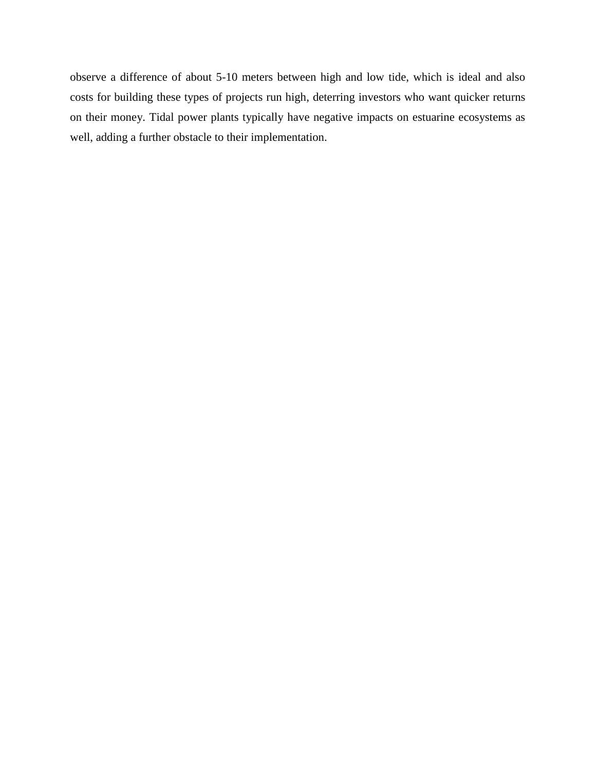observe a difference of about 5-10 meters between high and low tide, which is ideal and also costs for building these types of projects run high, deterring investors who want quicker returns on their money. Tidal power plants typically have negative impacts on estuarine ecosystems as well, adding a further obstacle to their implementation.